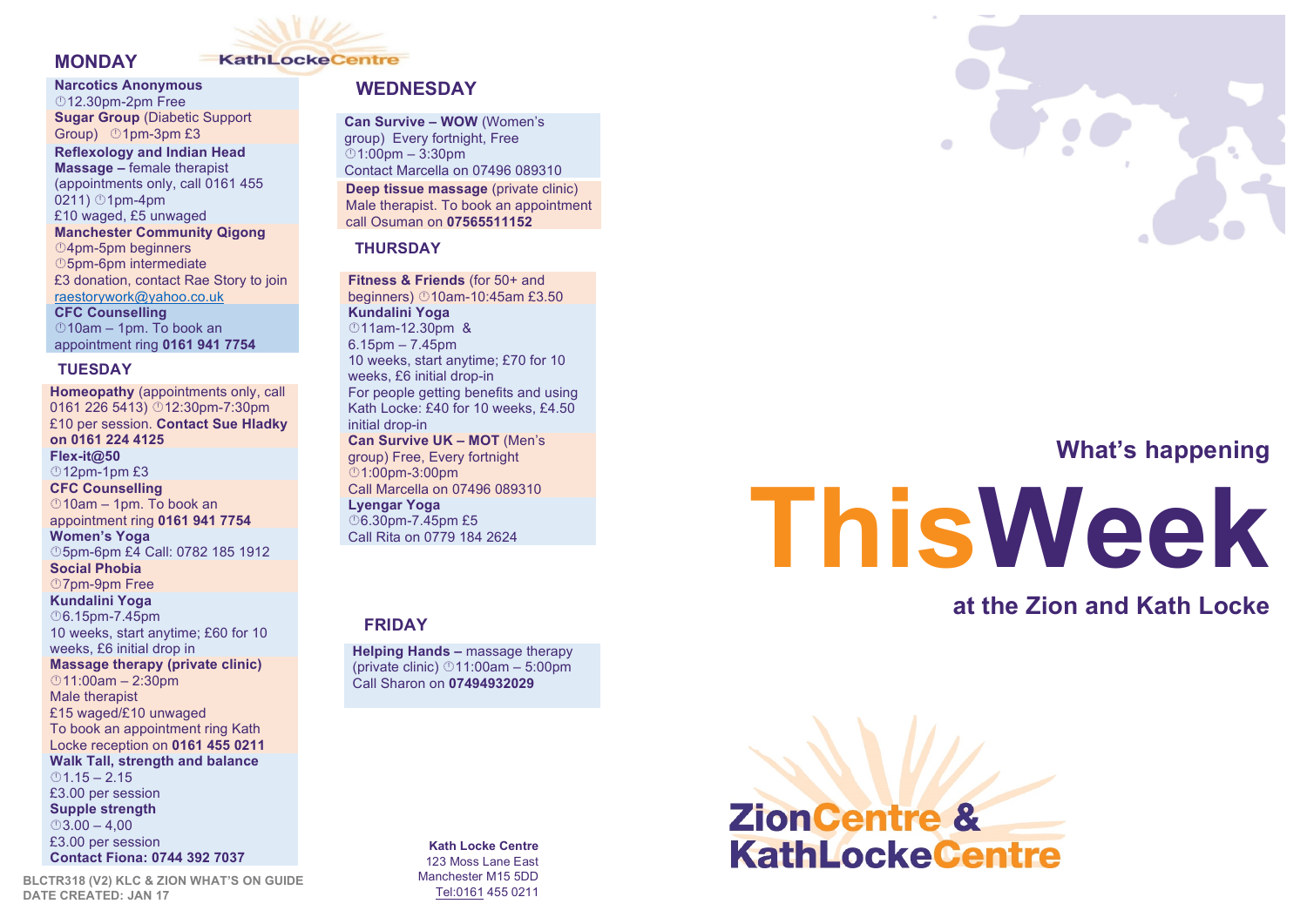## MONDAY

KathLockeCentre

**Narcotics Anonymous**
12.30pm-2pm Free

**Sugar Group** (Diabetic Support Group) 1pm-3pm £3

**Reflexology and Indian Head Massage –** female therapist (appointments only, call 0161 455 0211) 1pm-4pm
£10 waged, £5 unwaged

**Manchester Community Qigong**
4pm-5pm beginners
5pm-6pm intermediate
£3 donation, contact Rae Story to join raestorywork@yahoo.co.uk

**CFC Counselling**
10am – 1pm. To book an appointment ring **0161 941 7754**

## TUESDAY

**Homeopathy** (appointments only, call 0161 226 5413) 12:30pm-7:30pm
£10 per session. **Contact Sue Hladky on 0161 224 4125**

**Flex-it@50**
12pm-1pm £3

**CFC Counselling**
10am – 1pm. To book an appointment ring **0161 941 7754**

**Women's Yoga**
5pm-6pm £4 Call: 0782 185 1912

**Social Phobia**
7pm-9pm Free

**Kundalini Yoga**
6.15pm-7.45pm
10 weeks, start anytime; £60 for 10 weeks, £6 initial drop in

**Massage therapy (private clinic)**
11:00am – 2:30pm
Male therapist
£15 waged/£10 unwaged
To book an appointment ring Kath Locke reception on **0161 455 0211**

**Walk Tall, strength and balance**
1.15 – 2.15
£3.00 per session

**Supple strength**
3.00 – 4,00
£3.00 per session
**Contact Fiona: 0744 392 7037**

## WEDNESDAY

**Can Survive – WOW** (Women's group) Every fortnight, Free
1:00pm – 3:30pm
Contact Marcella on 07496 089310

**Deep tissue massage** (private clinic)
Male therapist. To book an appointment call Osuman on **07565511152**

## THURSDAY

**Fitness & Friends** (for 50+ and beginners) 10am-10:45am £3.50

**Kundalini Yoga**
11am-12.30pm &
6.15pm – 7.45pm
10 weeks, start anytime; £70 for 10 weeks, £6 initial drop-in
For people getting benefits and using Kath Locke: £40 for 10 weeks, £4.50 initial drop-in

**Can Survive UK – MOT** (Men's group) Free, Every fortnight
1:00pm-3:00pm
Call Marcella on 07496 089310

**Lyengar Yoga**
6.30pm-7.45pm £5
Call Rita on 0779 184 2624

## FRIDAY

**Helping Hands –** massage therapy (private clinic) 11:00am – 5:00pm
Call Sharon on **07494932029**

**Kath Locke Centre**
123 Moss Lane East
Manchester M15 5DD
Tel:0161 455 0211

BLCTR318 (V2) KLC & ZION WHAT'S ON GUIDE
DATE CREATED: JAN 17

# What's happening ThisWeek at the Zion and Kath Locke

ZionCentre & KathLockeCentre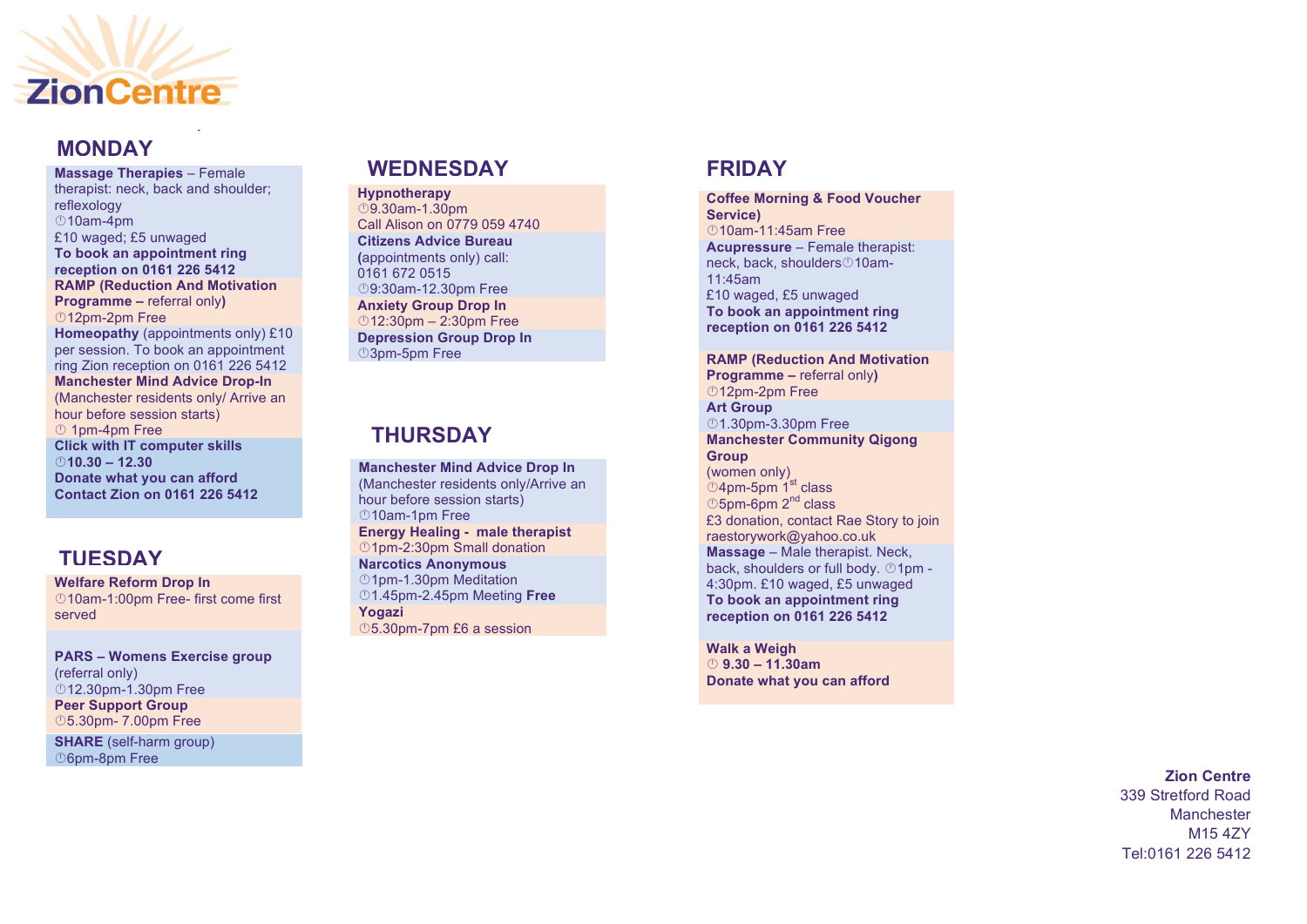ZionCentre

## MONDAY

**Massage Therapies** – Female therapist: neck, back and shoulder; reflexology
10am-4pm
£10 waged; £5 unwaged
**To book an appointment ring reception on 0161 226 5412**

**RAMP (Reduction And Motivation Programme** – referral only**)**
12pm-2pm Free

**Homeopathy** (appointments only) £10 per session. To book an appointment ring Zion reception on 0161 226 5412

**Manchester Mind Advice Drop-In**
(Manchester residents only/ Arrive an hour before session starts)
1pm-4pm Free

**Click with IT computer skills**
**10.30 – 12.30**
**Donate what you can afford**
**Contact Zion on 0161 226 5412**

## TUESDAY

**Welfare Reform Drop In**
10am-1:00pm Free- first come first served

**PARS – Womens Exercise group**
(referral only)
12.30pm-1.30pm Free

**Peer Support Group**
5.30pm- 7.00pm Free

**SHARE** (self-harm group)
6pm-8pm Free

## WEDNESDAY

**Hypnotherapy**
9.30am-1.30pm
Call Alison on 0779 059 4740

**Citizens Advice Bureau**
**(**appointments only) call:
0161 672 0515
9:30am-12.30pm Free

**Anxiety Group Drop In**
12:30pm – 2:30pm Free

**Depression Group Drop In**
3pm-5pm Free

## THURSDAY

**Manchester Mind Advice Drop In**
(Manchester residents only/Arrive an hour before session starts)
10am-1pm Free

**Energy Healing - male therapist**
1pm-2:30pm Small donation

**Narcotics Anonymous**
1pm-1.30pm Meditation
1.45pm-2.45pm Meeting **Free**

**Yogazi**
5.30pm-7pm £6 a session

## FRIDAY

**Coffee Morning & Food Voucher Service)**
10am-11:45am Free

**Acupressure** – Female therapist: neck, back, shoulders 10am-11:45am
£10 waged, £5 unwaged
**To book an appointment ring reception on 0161 226 5412**

**RAMP (Reduction And Motivation Programme –** referral only**)**
12pm-2pm Free

**Art Group**
1.30pm-3.30pm Free

**Manchester Community Qigong Group**
(women only)
4pm-5pm 1st class
5pm-6pm 2nd class
£3 donation, contact Rae Story to join
raestorywork@yahoo.co.uk

**Massage** – Male therapist. Neck, back, shoulders or full body. 1pm - 4:30pm. £10 waged, £5 unwaged
**To book an appointment ring reception on 0161 226 5412**

**Walk a Weigh**
**9.30 – 11.30am**
**Donate what you can afford**

**Zion Centre**
339 Stretford Road
Manchester
M15 4ZY
Tel:0161 226 5412